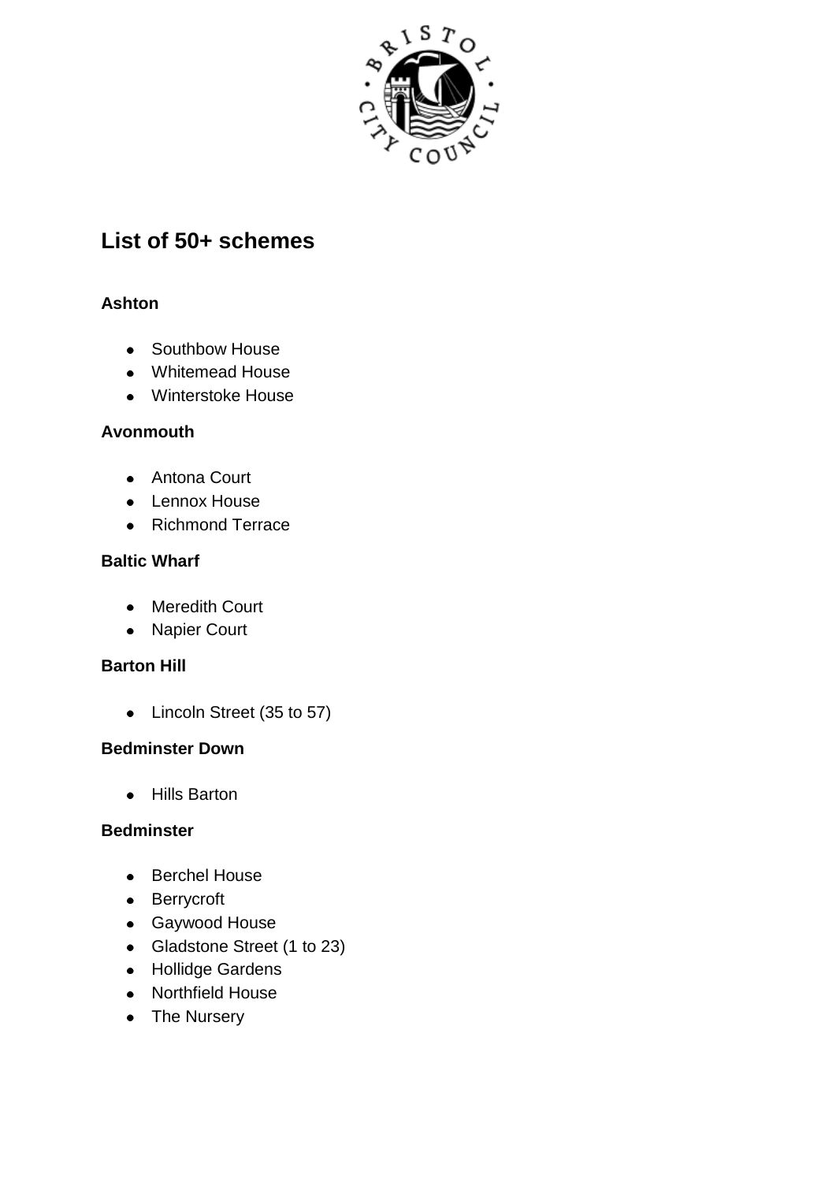# List of 50+ schemes

### Ashton

- Southbow House
- Whitemead House
- Winterstoke House

### Avonmouth

- Antona Court
- Lennox House
- Richmond Terrace

### Baltic Wharf

- Meredith Court
- Napier Court

### Barton Hill

- Lincoln Street (35 to 57)

### Bedminster Down

- Hills Barton

### Bedminster

- Berchel House
- Berrycroft
- Gaywood House
- Gladstone Street (1 to 23)
- Hollidge Gardens
- Northfield House
- The Nursery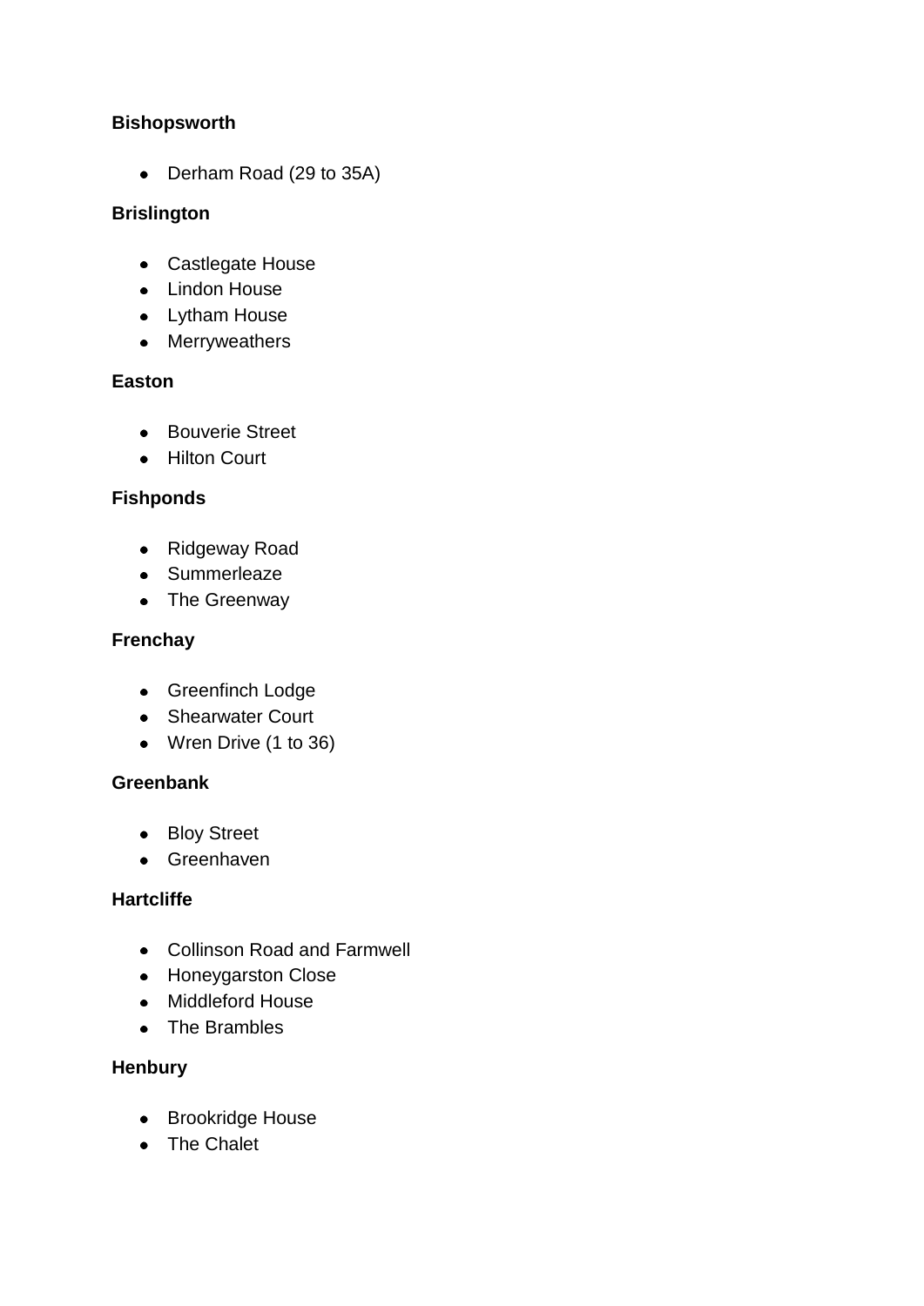**Bishopsworth**

- Derham Road (29 to 35A)

**Brislington**

- Castlegate House
- Lindon House
- Lytham House
- Merryweathers

**Easton**

- Bouverie Street
- Hilton Court

**Fishponds**

- Ridgeway Road
- Summerleaze
- The Greenway

**Frenchay**

- Greenfinch Lodge
- Shearwater Court
- Wren Drive (1 to 36)

**Greenbank**

- Bloy Street
- Greenhaven

**Hartcliffe**

- Collinson Road and Farmwell
- Honeygarston Close
- Middleford House
- The Brambles

**Henbury**

- Brookridge House
- The Chalet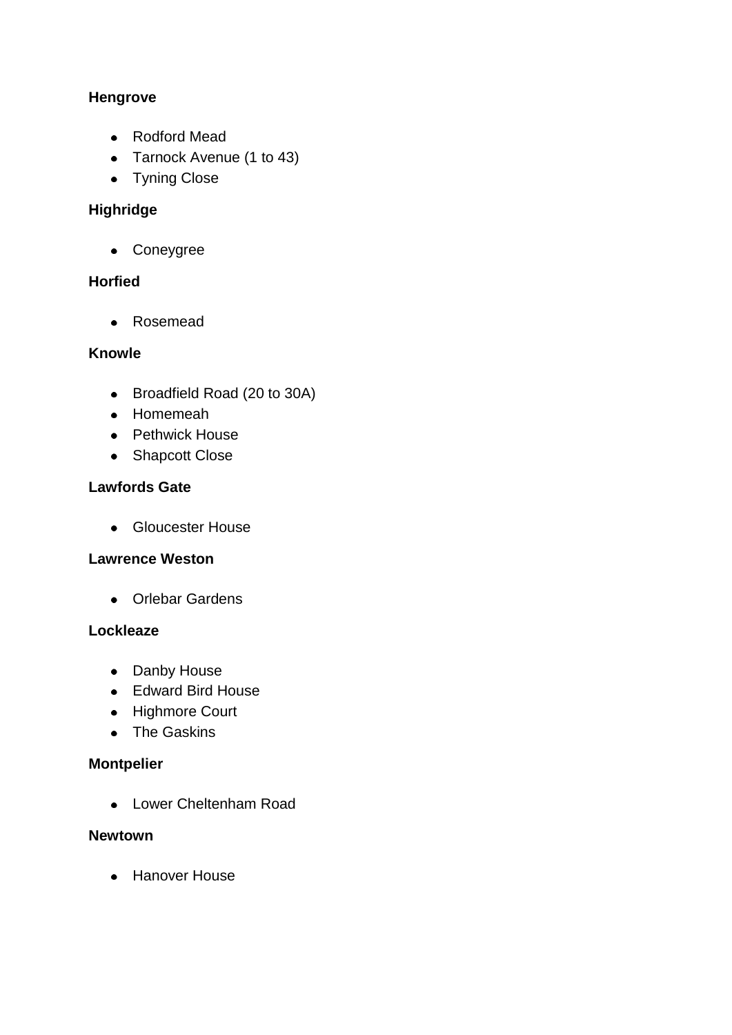**Hengrove**

- Rodford Mead
- Tarnock Avenue (1 to 43)
- Tyning Close

**Highridge**

- Coneygree

**Horfied**

- Rosemead

**Knowle**

- Broadfield Road (20 to 30A)
- Homemeah
- Pethwick House
- Shapcott Close

**Lawfords Gate**

- Gloucester House

**Lawrence Weston**

- Orlebar Gardens

**Lockleaze**

- Danby House
- Edward Bird House
- Highmore Court
- The Gaskins

**Montpelier**

- Lower Cheltenham Road

**Newtown**

- Hanover House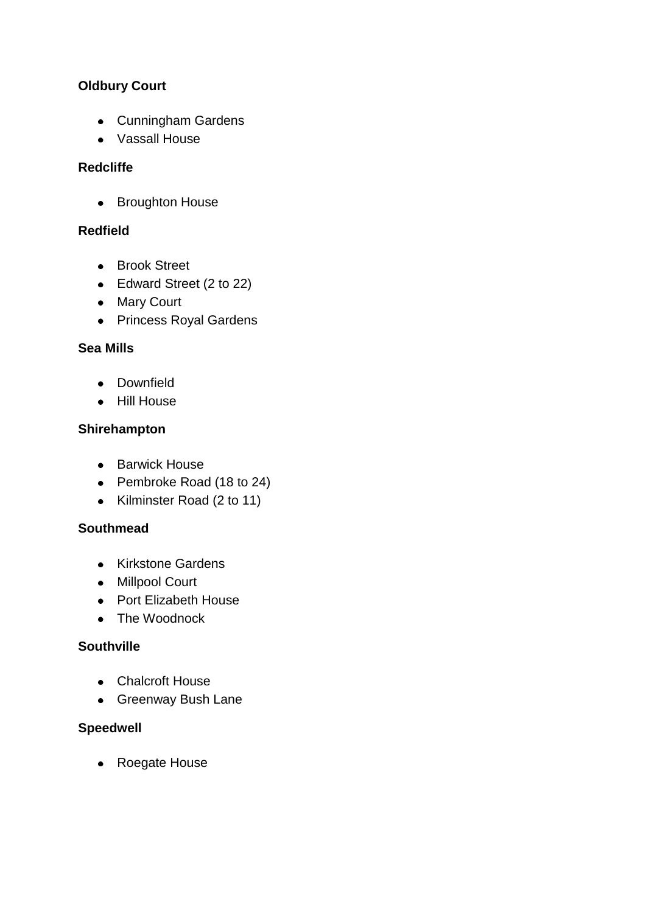**Oldbury Court**

- Cunningham Gardens
- Vassall House

**Redcliffe**

- Broughton House

**Redfield**

- Brook Street
- Edward Street (2 to 22)
- Mary Court
- Princess Royal Gardens

**Sea Mills**

- Downfield
- Hill House

**Shirehampton**

- Barwick House
- Pembroke Road (18 to 24)
- Kilminster Road (2 to 11)

**Southmead**

- Kirkstone Gardens
- Millpool Court
- Port Elizabeth House
- The Woodnock

**Southville**

- Chalcroft House
- Greenway Bush Lane

**Speedwell**

- Roegate House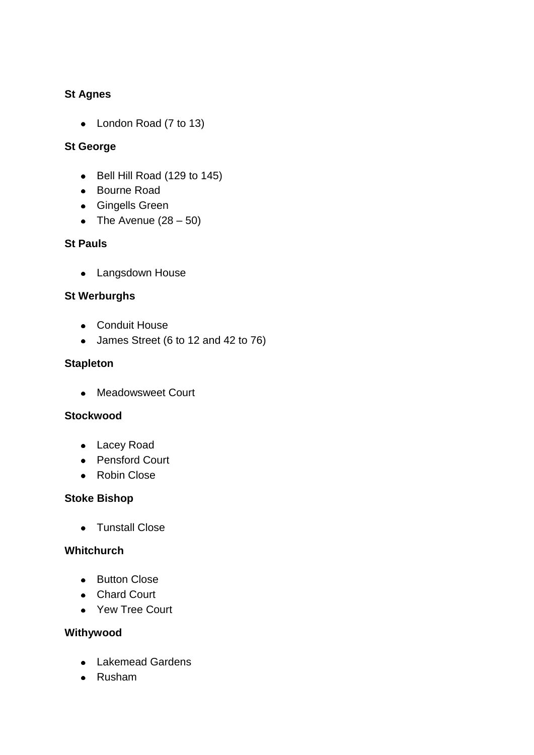**St Agnes**

- London Road (7 to 13)

**St George**

- Bell Hill Road (129 to 145)
- Bourne Road
- Gingells Green
- The Avenue (28 – 50)

**St Pauls**

- Langsdown House

**St Werburghs**

- Conduit House
- James Street (6 to 12 and 42 to 76)

**Stapleton**

- Meadowsweet Court

**Stockwood**

- Lacey Road
- Pensford Court
- Robin Close

**Stoke Bishop**

- Tunstall Close

**Whitchurch**

- Button Close
- Chard Court
- Yew Tree Court

**Withywood**

- Lakemead Gardens
- Rusham